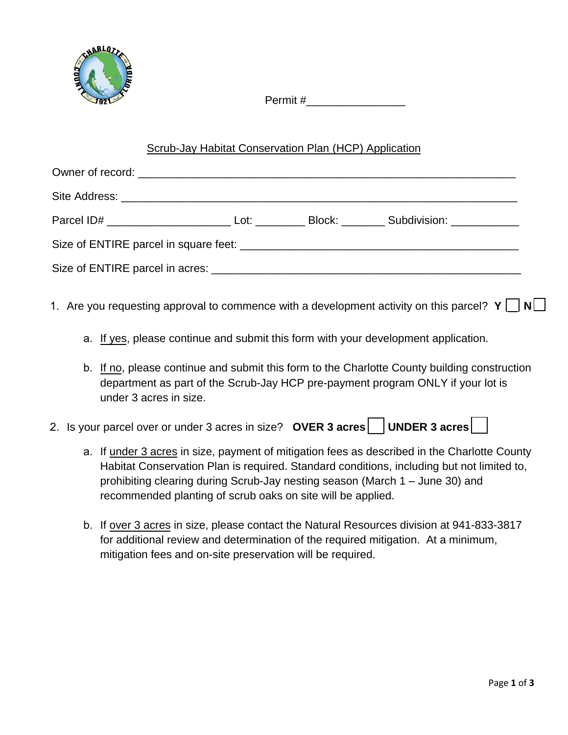Permit #________________

Scrub-Jay Habitat Conservation Plan (HCP) Application

Owner of record: ________________________________________________________________

Site Address: ____________________________________________________________________

Parcel ID# ____________________ Lot: ________ Block: _______ Subdivision: ___________

Size of ENTIRE parcel in square feet: _______________________________________________

Size of ENTIRE parcel in acres: ____________________________________________________

1. Are you requesting approval to commence with a development activity on this parcel? **Y** ☐ **N** ☐

   a. If yes, please continue and submit this form with your development application.

   b. If no, please continue and submit this form to the Charlotte County building construction department as part of the Scrub-Jay HCP pre-payment program ONLY if your lot is under 3 acres in size.

2. Is your parcel over or under 3 acres in size? **OVER 3 acres** ☐ **UNDER 3 acres** ☐

   a. If under 3 acres in size, payment of mitigation fees as described in the Charlotte County Habitat Conservation Plan is required. Standard conditions, including but not limited to, prohibiting clearing during Scrub-Jay nesting season (March 1 – June 30) and recommended planting of scrub oaks on site will be applied.

   b. If over 3 acres in size, please contact the Natural Resources division at 941-833-3817 for additional review and determination of the required mitigation. At a minimum, mitigation fees and on-site preservation will be required.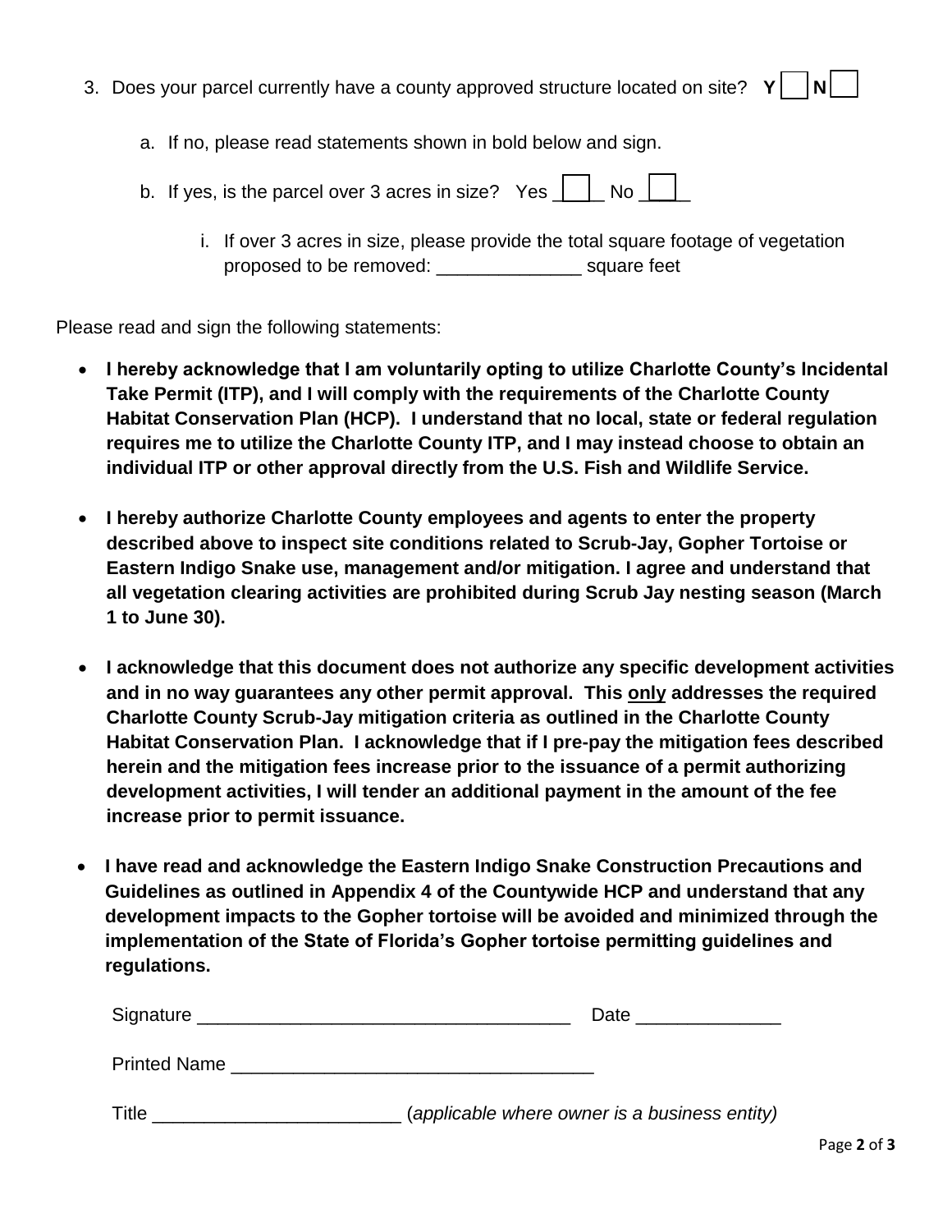3. Does your parcel currently have a county approved structure located on site? **Y** ☐ **N** ☐

   a. If no, please read statements shown in bold below and sign.

   b. If yes, is the parcel over 3 acres in size? Yes ☐ No ☐

      i. If over 3 acres in size, please provide the total square footage of vegetation proposed to be removed: ______________ square feet

Please read and sign the following statements:

- **I hereby acknowledge that I am voluntarily opting to utilize Charlotte County's Incidental Take Permit (ITP), and I will comply with the requirements of the Charlotte County Habitat Conservation Plan (HCP). I understand that no local, state or federal regulation requires me to utilize the Charlotte County ITP, and I may instead choose to obtain an individual ITP or other approval directly from the U.S. Fish and Wildlife Service.**

- **I hereby authorize Charlotte County employees and agents to enter the property described above to inspect site conditions related to Scrub-Jay, Gopher Tortoise or Eastern Indigo Snake use, management and/or mitigation. I agree and understand that all vegetation clearing activities are prohibited during Scrub Jay nesting season (March 1 to June 30).**

- **I acknowledge that this document does not authorize any specific development activities and in no way guarantees any other permit approval. This <u>only</u> addresses the required Charlotte County Scrub-Jay mitigation criteria as outlined in the Charlotte County Habitat Conservation Plan. I acknowledge that if I pre-pay the mitigation fees described herein and the mitigation fees increase prior to the issuance of a permit authorizing development activities, I will tender an additional payment in the amount of the fee increase prior to permit issuance.**

- **I have read and acknowledge the Eastern Indigo Snake Construction Precautions and Guidelines as outlined in Appendix 4 of the Countywide HCP and understand that any development impacts to the Gopher tortoise will be avoided and minimized through the implementation of the State of Florida's Gopher tortoise permitting guidelines and regulations.**

Signature ___________________________________ Date ______________

Printed Name ___________________________________

Title ________________________ (*applicable where owner is a business entity)*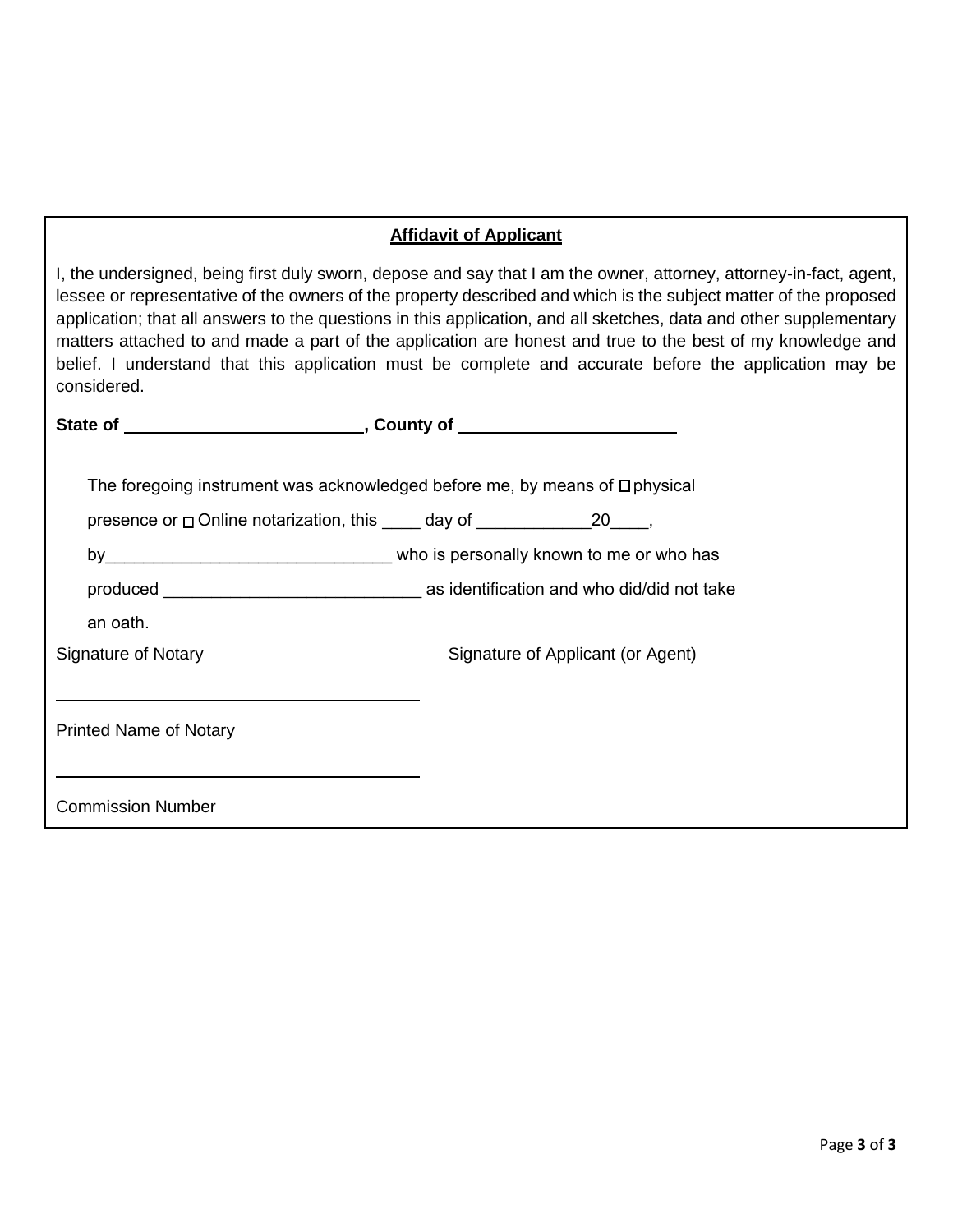**Affidavit of Applicant**

I, the undersigned, being first duly sworn, depose and say that I am the owner, attorney, attorney-in-fact, agent, lessee or representative of the owners of the property described and which is the subject matter of the proposed application; that all answers to the questions in this application, and all sketches, data and other supplementary matters attached to and made a part of the application are honest and true to the best of my knowledge and belief. I understand that this application must be complete and accurate before the application may be considered.

**State of \_\_\_\_\_\_\_\_\_\_\_\_\_\_\_\_\_\_\_\_\_\_\_\_\_\_, County of \_\_\_\_\_\_\_\_\_\_\_\_\_\_\_\_\_\_\_\_\_\_\_\_**

The foregoing instrument was acknowledged before me, by means of ☐ physical presence or ☐ Online notarization, this \_\_\_\_ day of \_\_\_\_\_\_\_\_\_\_\_\_20\_\_\_\_, by\_\_\_\_\_\_\_\_\_\_\_\_\_\_\_\_\_\_\_\_\_\_\_\_\_\_\_\_\_\_ who is personally known to me or who has produced \_\_\_\_\_\_\_\_\_\_\_\_\_\_\_\_\_\_\_\_\_\_\_\_\_\_\_ as identification and who did/did not take an oath.

Signature of Notary

\_\_\_\_\_\_\_\_\_\_\_\_\_\_\_\_\_\_\_\_\_\_\_\_\_\_\_\_\_\_\_\_\_\_\_\_\_\_\_\_

Printed Name of Notary

\_\_\_\_\_\_\_\_\_\_\_\_\_\_\_\_\_\_\_\_\_\_\_\_\_\_\_\_\_\_\_\_\_\_\_\_\_\_\_\_

Commission Number

Signature of Applicant (or Agent)